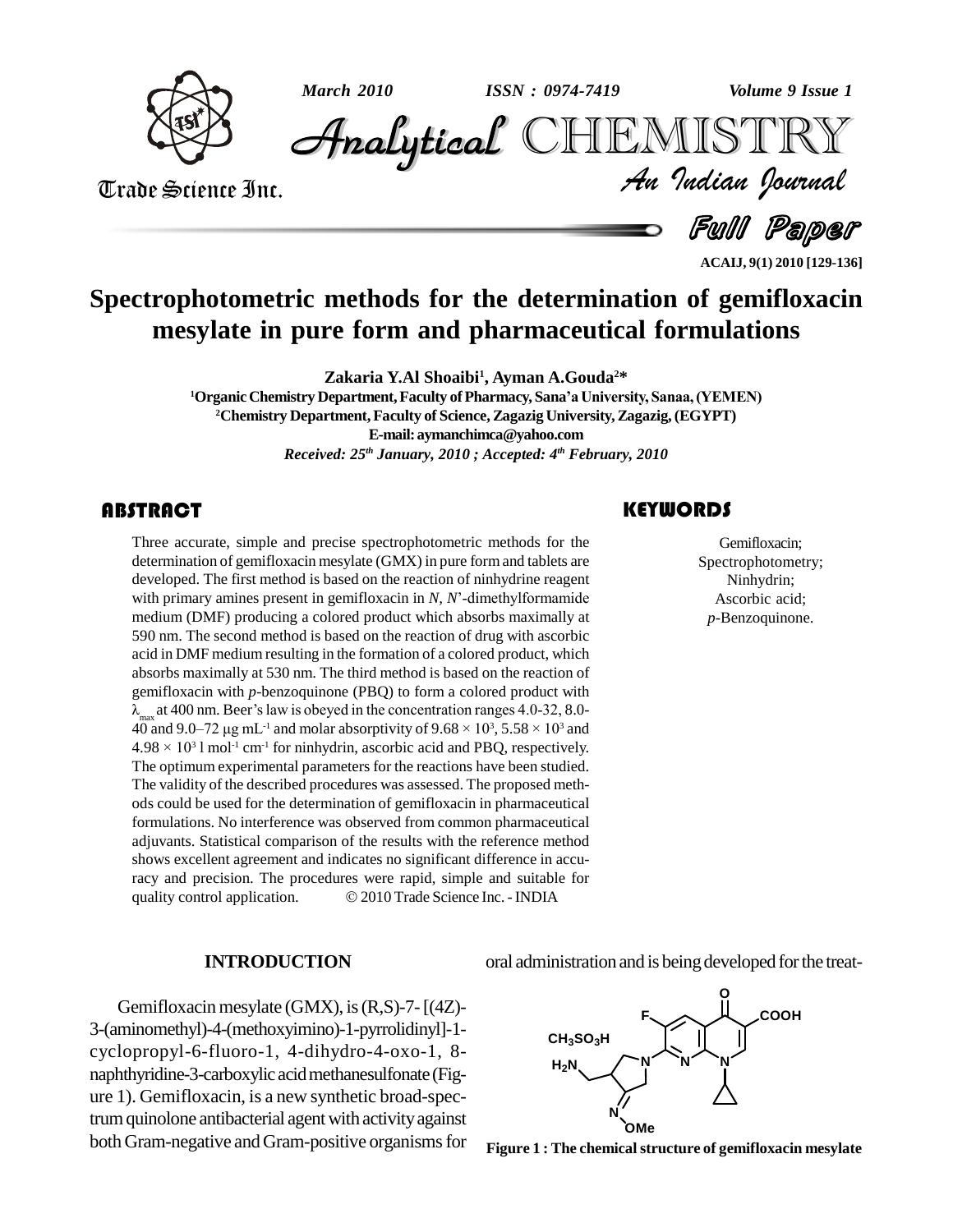# Spectrophotometric methods for the determination of gemifloxacin mesylate in pure form and pharmaceutical formulations

**Zakaria Y.Al Shoaibi[1], Ayman A.Gouda[2]***

[1]Organic Chemistry Department, Faculty of Pharmacy, Sana'a University, Sanaa, (YEMEN)
[2]Chemistry Department, Faculty of Science, Zagazig University, Zagazig, (EGYPT)
E-mail: aymanchimca@yahoo.com

*Received: 25th January, 2010 ; Accepted: 4th February, 2010*

## ABSTRACT

Three accurate, simple and precise spectrophotometric methods for the determination of gemifloxacin mesylate (GMX) in pure form and tablets are developed. The first method is based on the reaction of ninhydrine reagent with primary amines present in gemifloxacin in *N, N*'-dimethylformamide medium (DMF) producing a colored product which absorbs maximally at 590 nm. The second method is based on the reaction of drug with ascorbic acid in DMF medium resulting in the formation of a colored product, which absorbs maximally at 530 nm. The third method is based on the reaction of gemifloxacin with *p*-benzoquinone (PBQ) to form a colored product with $\lambda_{max}$ at 400 nm. Beer's law is obeyed in the concentration ranges 4.0-32, 8.0-40 and 9.0–72 μg mL$^{-1}$ and molar absorptivity of $9.68 \times 10^3$, $5.58 \times 10^3$ and $4.98 \times 10^3$ l mol$^{-1}$ cm$^{-1}$ for ninhydrin, ascorbic acid and PBQ, respectively. The optimum experimental parameters for the reactions have been studied. The validity of the described procedures was assessed. The proposed methods could be used for the determination of gemifloxacin in pharmaceutical formulations. No interference was observed from common pharmaceutical adjuvants. Statistical comparison of the results with the reference method shows excellent agreement and indicates no significant difference in accuracy and precision. The procedures were rapid, simple and suitable for quality control application. © 2010 Trade Science Inc. - INDIA

## KEYWORDS

Gemifloxacin;
Spectrophotometry;
Ninhydrin;
Ascorbic acid;
*p*-Benzoquinone.

## INTRODUCTION

Gemifloxacin mesylate (GMX), is (R,S)-7- [(4Z)-3-(aminomethyl)-4-(methoxyimino)-1-pyrrolidinyl]-1-cyclopropyl-6-fluoro-1, 4-dihydro-4-oxo-1, 8-naphthyridine-3-carboxylic acid methanesulfonate (Figure 1). Gemifloxacin, is a new synthetic broad-spectrum quinolone antibacterial agent with activity against both Gram-negative and Gram-positive organisms for oral administration and is being developed for the treat-

**Figure 1 : The chemical structure of gemifloxacin mesylate**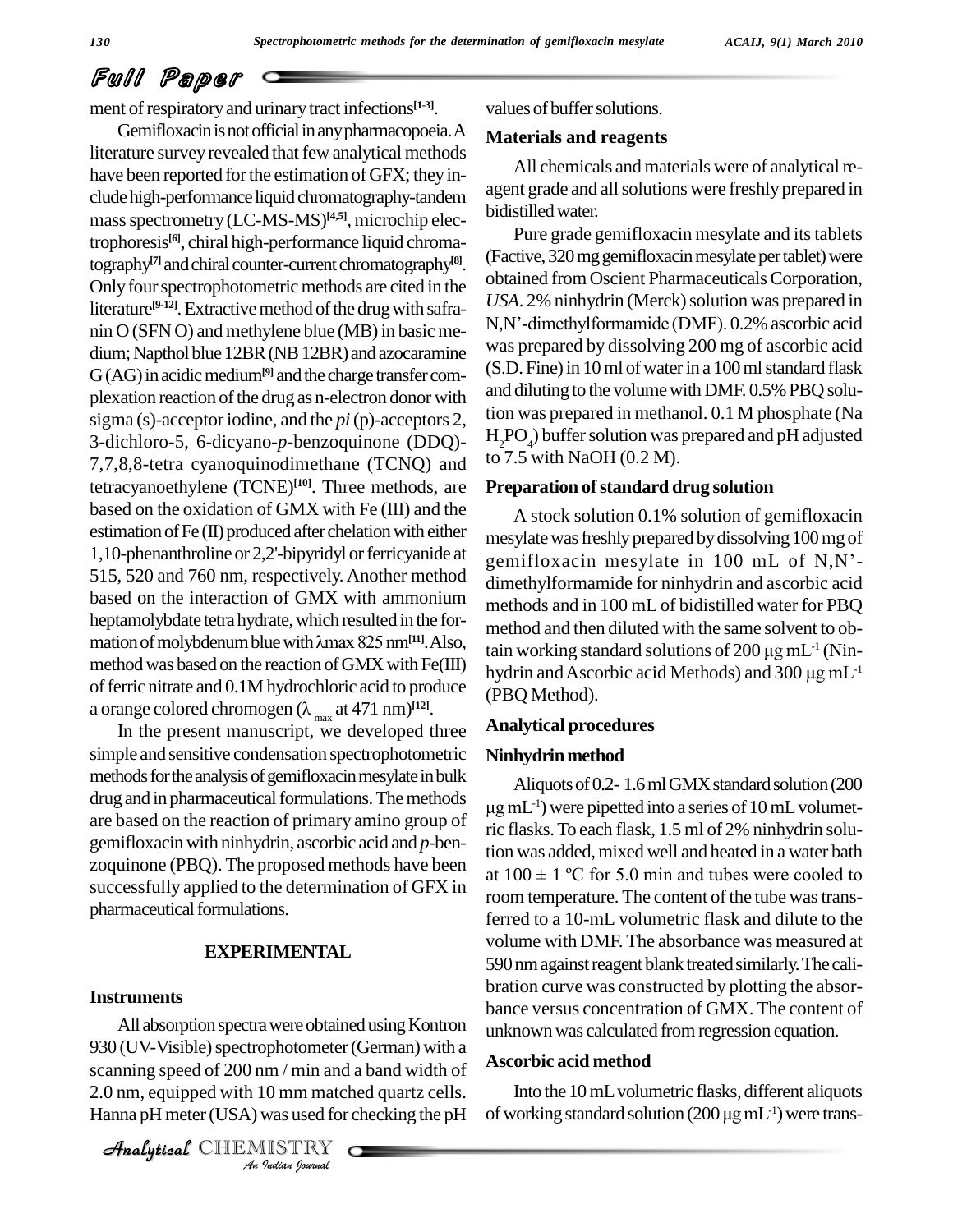ment of respiratory and urinary tract infections[1-3].

Gemifloxacin is not official in any pharmacopoeia. A literature survey revealed that few analytical methods have been reported for the estimation of GFX; they include high-performance liquid chromatography-tandem mass spectrometry (LC-MS-MS)[4,5], microchip electrophoresis[6], chiral high-performance liquid chromatography[7] and chiral counter-current chromatography[8]. Only four spectrophotometric methods are cited in the literature[9-12]. Extractive method of the drug with safranin O (SFN O) and methylene blue (MB) in basic medium; Napthol blue 12BR (NB 12BR) and azocaramine G (AG) in acidic medium[9] and the charge transfer complexation reaction of the drug as n-electron donor with sigma (s)-acceptor iodine, and the *pi* (p)-acceptors 2, 3-dichloro-5, 6-dicyano-*p*-benzoquinone (DDQ)-7,7,8,8-tetra cyanoquinodimethane (TCNQ) and tetracyanoethylene (TCNE)[10]. Three methods, are based on the oxidation of GMX with Fe (III) and the estimation of Fe (II) produced after chelation with either 1,10-phenanthroline or 2,2'-bipyridyl or ferricyanide at 515, 520 and 760 nm, respectively. Another method based on the interaction of GMX with ammonium heptamolybdate tetra hydrate, which resulted in the formation of molybdenum blue with λmax 825 nm[11]. Also, method was based on the reaction of GMX with Fe(III) of ferric nitrate and 0.1M hydrochloric acid to produce a orange colored chromogen ($\lambda_{max}$ at 471 nm)[12].

In the present manuscript, we developed three simple and sensitive condensation spectrophotometric methods for the analysis of gemifloxacin mesylate in bulk drug and in pharmaceutical formulations. The methods are based on the reaction of primary amino group of gemifloxacin with ninhydrin, ascorbic acid and *p*-benzoquinone (PBQ). The proposed methods have been successfully applied to the determination of GFX in pharmaceutical formulations.

## EXPERIMENTAL

### Instruments

All absorption spectra were obtained using Kontron 930 (UV-Visible) spectrophotometer (German) with a scanning speed of 200 nm / min and a band width of 2.0 nm, equipped with 10 mm matched quartz cells. Hanna pH meter (USA) was used for checking the pH values of buffer solutions.

### Materials and reagents

All chemicals and materials were of analytical reagent grade and all solutions were freshly prepared in bidistilled water.

Pure grade gemifloxacin mesylate and its tablets (Factive, 320 mg gemifloxacin mesylate per tablet) were obtained from Oscient Pharmaceuticals Corporation, *USA*. 2% ninhydrin (Merck) solution was prepared in N,N'-dimethylformamide (DMF). 0.2% ascorbic acid was prepared by dissolving 200 mg of ascorbic acid (S.D. Fine) in 10 ml of water in a 100 ml standard flask and diluting to the volume with DMF. 0.5% PBQ solution was prepared in methanol. 0.1 M phosphate (Na $H_2PO_4$) buffer solution was prepared and pH adjusted to 7.5 with NaOH (0.2 M).

### Preparation of standard drug solution

A stock solution 0.1% solution of gemifloxacin mesylate was freshly prepared by dissolving 100 mg of gemifloxacin mesylate in 100 mL of N,N'-dimethylformamide for ninhydrin and ascorbic acid methods and in 100 mL of bidistilled water for PBQ method and then diluted with the same solvent to obtain working standard solutions of 200 μg $mL^{-1}$ (Ninhydrin and Ascorbic acid Methods) and 300 μg $mL^{-1}$ (PBQ Method).

### Analytical procedures

### Ninhydrin method

Aliquots of 0.2- 1.6 ml GMX standard solution (200 μg $mL^{-1}$) were pipetted into a series of 10 mL volumetric flasks. To each flask, 1.5 ml of 2% ninhydrin solution was added, mixed well and heated in a water bath at 100 ± 1 ºC for 5.0 min and tubes were cooled to room temperature. The content of the tube was transferred to a 10-mL volumetric flask and dilute to the volume with DMF. The absorbance was measured at 590 nm against reagent blank treated similarly. The calibration curve was constructed by plotting the absorbance versus concentration of GMX. The content of unknown was calculated from regression equation.

### Ascorbic acid method

Into the 10 mL volumetric flasks, different aliquots of working standard solution (200 μg $mL^{-1}$) were trans-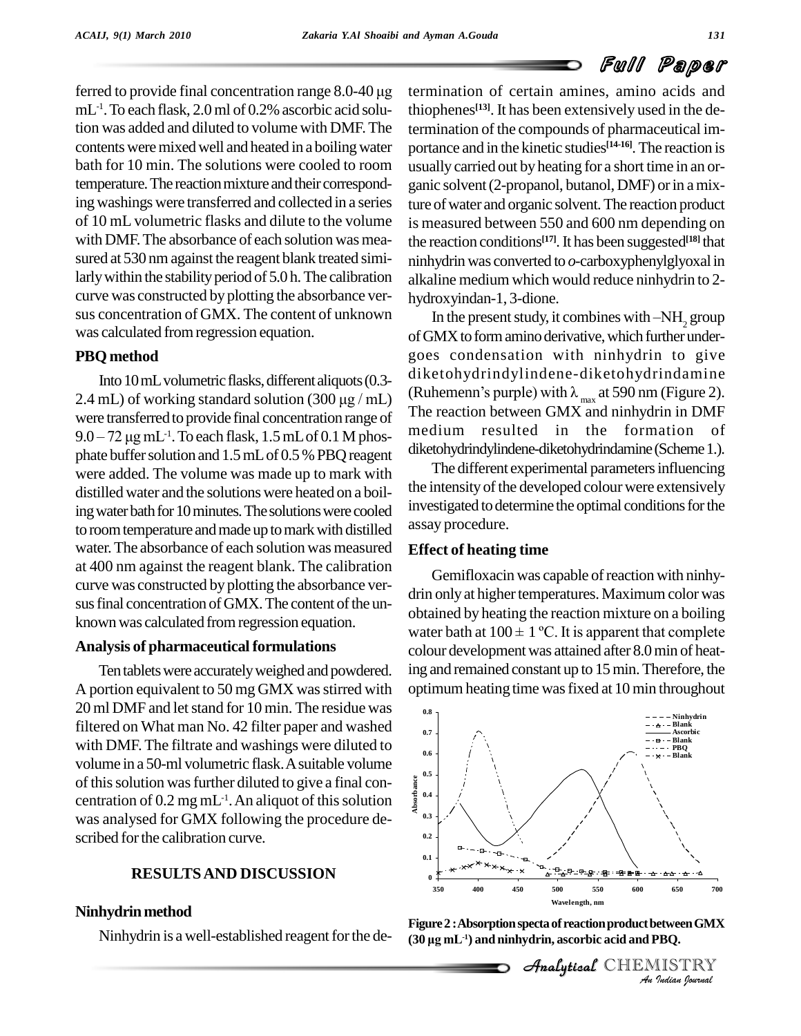ferred to provide final concentration range 8.0-40 μg $mL^{-1}$. To each flask, 2.0 ml of 0.2% ascorbic acid solution was added and diluted to volume with DMF. The contents were mixed well and heated in a boiling water bath for 10 min. The solutions were cooled to room temperature. The reaction mixture and their corresponding washings were transferred and collected in a series of 10 mL volumetric flasks and dilute to the volume with DMF. The absorbance of each solution was measured at 530 nm against the reagent blank treated similarly within the stability period of 5.0 h. The calibration curve was constructed by plotting the absorbance versus concentration of GMX. The content of unknown was calculated from regression equation.

### PBQ method

Into 10 mL volumetric flasks, different aliquots (0.3-2.4 mL) of working standard solution (300 μg / mL) were transferred to provide final concentration range of 9.0 – 72 μg $mL^{-1}$. To each flask, 1.5 mL of 0.1 M phosphate buffer solution and 1.5 mL of 0.5 % PBQ reagent were added. The volume was made up to mark with distilled water and the solutions were heated on a boiling water bath for 10 minutes. The solutions were cooled to room temperature and made up to mark with distilled water. The absorbance of each solution was measured at 400 nm against the reagent blank. The calibration curve was constructed by plotting the absorbance versus final concentration of GMX. The content of the unknown was calculated from regression equation.

### Analysis of pharmaceutical formulations

Ten tablets were accurately weighed and powdered. A portion equivalent to 50 mg GMX was stirred with 20 ml DMF and let stand for 10 min. The residue was filtered on What man No. 42 filter paper and washed with DMF. The filtrate and washings were diluted to volume in a 50-ml volumetric flask. A suitable volume of this solution was further diluted to give a final concentration of 0.2 mg $mL^{-1}$. An aliquot of this solution was analysed for GMX following the procedure described for the calibration curve.

## RESULTS AND DISCUSSION

### Ninhydrin method

Ninhydrin is a well-established reagent for the determination of certain amines, amino acids and thiophenes[13]. It has been extensively used in the determination of the compounds of pharmaceutical importance and in the kinetic studies[14-16]. The reaction is usually carried out by heating for a short time in an organic solvent (2-propanol, butanol, DMF) or in a mixture of water and organic solvent. The reaction product is measured between 550 and 600 nm depending on the reaction conditions[17]. It has been suggested[18] that ninhydrin was converted to *o*-carboxyphenylglyoxal in alkaline medium which would reduce ninhydrin to 2-hydroxyindan-1, 3-dione.

In the present study, it combines with $-NH_2$ group of GMX to form amino derivative, which further undergoes condensation with ninhydrin to give diketohydrindylindene-diketohydrindamine (Ruhemenn's purple) with $\lambda_{max}$ at 590 nm (Figure 2). The reaction between GMX and ninhydrin in DMF medium resulted in the formation of diketohydrindylindene-diketohydrindamine (Scheme 1.).

The different experimental parameters influencing the intensity of the developed colour were extensively investigated to determine the optimal conditions for the assay procedure.

### Effect of heating time

Gemifloxacin was capable of reaction with ninhydrin only at higher temperatures. Maximum color was obtained by heating the reaction mixture on a boiling water bath at 100 ± 1 ºC. It is apparent that complete colour development was attained after 8.0 min of heating and remained constant up to 15 min. Therefore, the optimum heating time was fixed at 10 min throughout

**Figure 2 : Absorption specta of reaction product between GMX (30 μg $mL^{-1}$) and ninhydrin, ascorbic acid and PBQ.**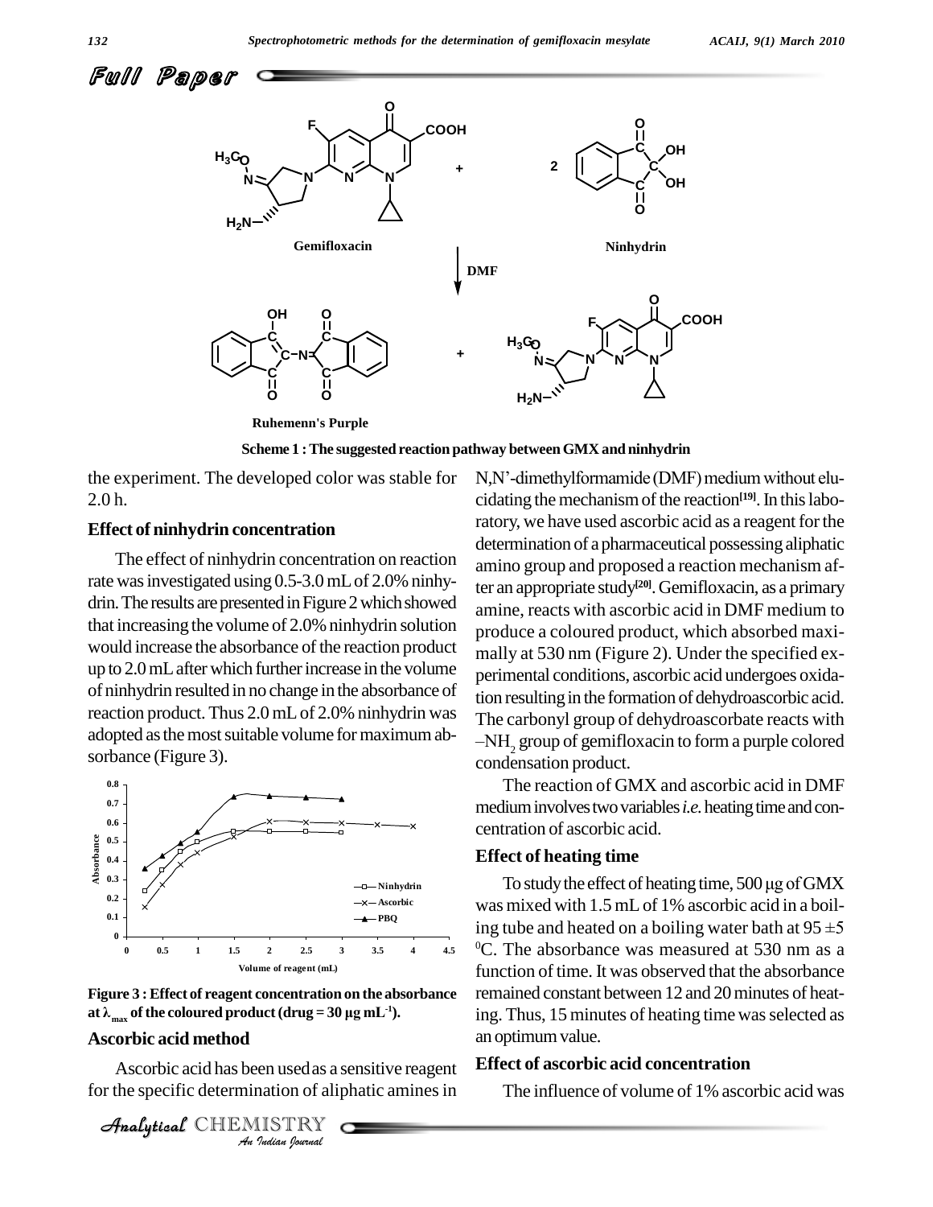Scheme 1 : The suggested reaction pathway between GMX and ninhydrin

the experiment. The developed color was stable for 2.0 h.

## Effect of ninhydrin concentration

The effect of ninhydrin concentration on reaction rate was investigated using 0.5-3.0 mL of 2.0% ninhydrin. The results are presented in Figure 2 which showed that increasing the volume of 2.0% ninhydrin solution would increase the absorbance of the reaction product up to 2.0 mL after which further increase in the volume of ninhydrin resulted in no change in the absorbance of reaction product. Thus 2.0 mL of 2.0% ninhydrin was adopted as the most suitable volume for maximum absorbance (Figure 3).

**Figure 3 : Effect of reagent concentration on the absorbance at $\lambda_{max}$ of the coloured product (drug = 30 μg mL$^{-1}$).**

## Ascorbic acid method

Ascorbic acid has been used as a sensitive reagent for the specific determination of aliphatic amines in N,N'-dimethylformamide (DMF) medium without elucidating the mechanism of the reaction[19]. In this laboratory, we have used ascorbic acid as a reagent for the determination of a pharmaceutical possessing aliphatic amino group and proposed a reaction mechanism after an appropriate study[20]. Gemifloxacin, as a primary amine, reacts with ascorbic acid in DMF medium to produce a coloured product, which absorbed maximally at 530 nm (Figure 2). Under the specified experimental conditions, ascorbic acid undergoes oxidation resulting in the formation of dehydroascorbic acid. The carbonyl group of dehydroascorbate reacts with $-NH_2$ group of gemifloxacin to form a purple colored condensation product.

The reaction of GMX and ascorbic acid in DMF medium involves two variables *i.e.* heating time and concentration of ascorbic acid.

## Effect of heating time

To study the effect of heating time, 500 μg of GMX was mixed with 1.5 mL of 1% ascorbic acid in a boiling tube and heated on a boiling water bath at 95 ±5 $^0$C. The absorbance was measured at 530 nm as a function of time. It was observed that the absorbance remained constant between 12 and 20 minutes of heating. Thus, 15 minutes of heating time was selected as an optimum value.

## Effect of ascorbic acid concentration

The influence of volume of 1% ascorbic acid was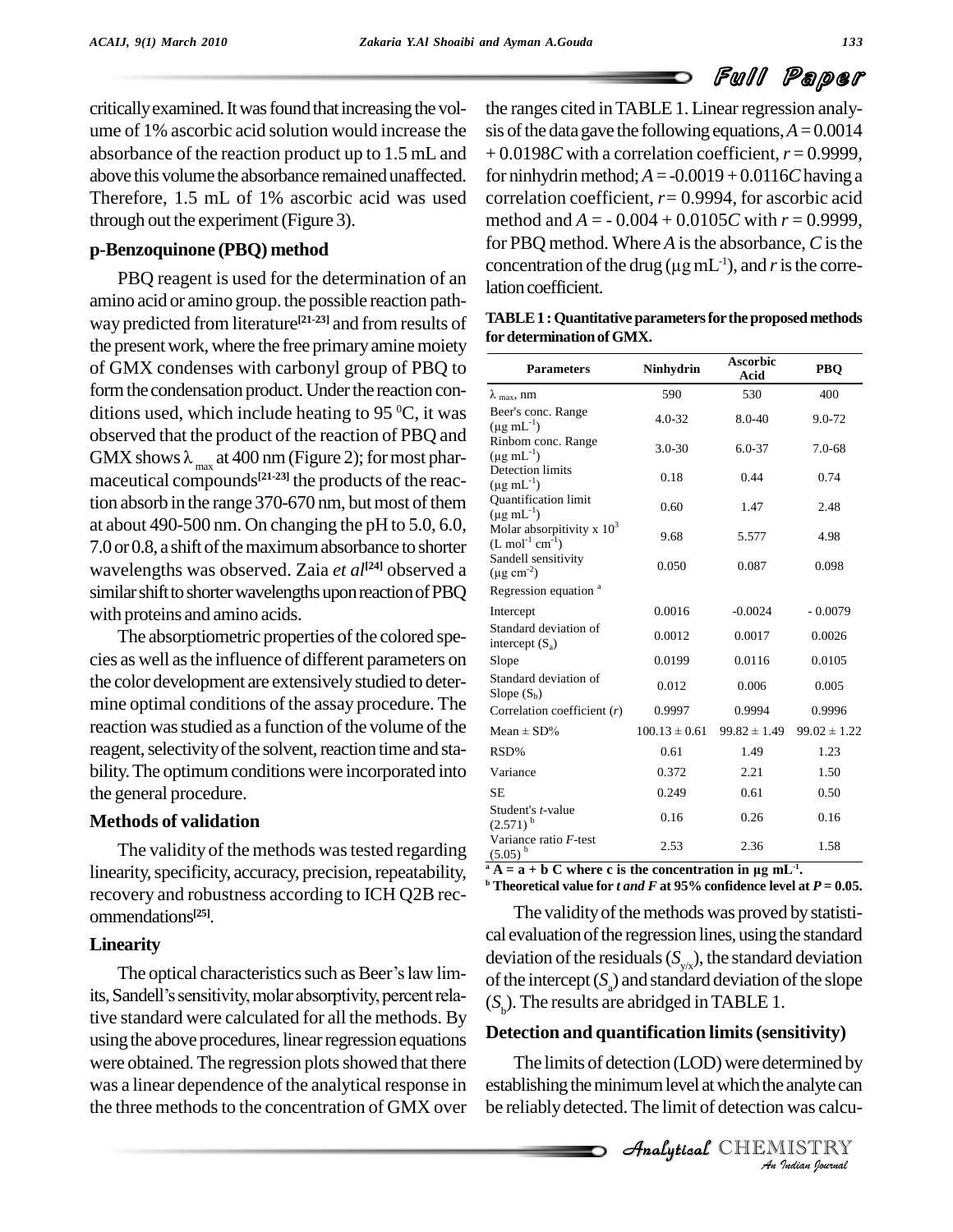critically examined. It was found that increasing the volume of 1% ascorbic acid solution would increase the absorbance of the reaction product up to 1.5 mL and above this volume the absorbance remained unaffected. Therefore, 1.5 mL of 1% ascorbic acid was used through out the experiment (Figure 3).

### p-Benzoquinone (PBQ) method

PBQ reagent is used for the determination of an amino acid or amino group. the possible reaction pathway predicted from literature[21-23] and from results of the present work, where the free primary amine moiety of GMX condenses with carbonyl group of PBQ to form the condensation product. Under the reaction conditions used, which include heating to 95 $^0$C, it was observed that the product of the reaction of PBQ and GMX shows $\lambda_{max}$ at 400 nm (Figure 2); for most pharmaceutical compounds[21-23] the products of the reaction absorb in the range 370-670 nm, but most of them at about 490-500 nm. On changing the pH to 5.0, 6.0, 7.0 or 0.8, a shift of the maximum absorbance to shorter wavelengths was observed. Zaia *et al*[24] observed a similar shift to shorter wavelengths upon reaction of PBQ with proteins and amino acids.

The absorptiometric properties of the colored species as well as the influence of different parameters on the color development are extensively studied to determine optimal conditions of the assay procedure. The reaction was studied as a function of the volume of the reagent, selectivity of the solvent, reaction time and stability. The optimum conditions were incorporated into the general procedure.

### Methods of validation

The validity of the methods was tested regarding linearity, specificity, accuracy, precision, repeatability, recovery and robustness according to ICH Q2B recommendations[25].

### Linearity

The optical characteristics such as Beer's law limits, Sandell's sensitivity, molar absorptivity, percent relative standard were calculated for all the methods. By using the above procedures, linear regression equations were obtained. The regression plots showed that there was a linear dependence of the analytical response in the three methods to the concentration of GMX over the ranges cited in TABLE 1. Linear regression analysis of the data gave the following equations, $A = 0.0014 + 0.0198C$ with a correlation coefficient, $r = 0.9999$, for ninhydrin method; $A = -0.0019 + 0.0116C$ having a correlation coefficient, $r = 0.9994$, for ascorbic acid method and $A = -0.004 + 0.0105C$ with $r = 0.9999$, for PBQ method. Where $A$ is the absorbance, $C$ is the concentration of the drug (μg mL$^{-1}$), and $r$ is the correlation coefficient.

**TABLE 1 : Quantitative parameters for the proposed methods for determination of GMX.**

| Parameters | Ninhydrin | Ascorbic Acid | PBQ |
|---|---|---|---|
| $\lambda_{max}$, nm | 590 | 530 | 400 |
| Beer's conc. Range (μg mL$^{-1}$) | 4.0-32 | 8.0-40 | 9.0-72 |
| Rinbom conc. Range (μg mL$^{-1}$) | 3.0-30 | 6.0-37 | 7.0-68 |
| Detection limits (μg mL$^{-1}$) | 0.18 | 0.44 | 0.74 |
| Quantification limit (μg mL$^{-1}$) | 0.60 | 1.47 | 2.48 |
| Molar absorpitivity x $10^3$ (L mol$^{-1}$ cm$^{-1}$) | 9.68 | 5.577 | 4.98 |
| Sandell sensitivity (μg cm$^{-2}$) | 0.050 | 0.087 | 0.098 |
| Regression equation [a] | | | |
| Intercept | 0.0016 | -0.0024 | - 0.0079 |
| Standard deviation of intercept ($S_a$) | 0.0012 | 0.0017 | 0.0026 |
| Slope | 0.0199 | 0.0116 | 0.0105 |
| Standard deviation of Slope ($S_b$) | 0.012 | 0.006 | 0.005 |
| Correlation coefficient ($r$) | 0.9997 | 0.9994 | 0.9996 |
| Mean ± SD% | 100.13 ± 0.61 | 99.82 ± 1.49 | 99.02 ± 1.22 |
| RSD% | 0.61 | 1.49 | 1.23 |
| Variance | 0.372 | 2.21 | 1.50 |
| SE | 0.249 | 0.61 | 0.50 |
| Student's $t$-value (2.571) [b] | 0.16 | 0.26 | 0.16 |
| Variance ratio $F$-test (5.05) [b] | 2.53 | 2.36 | 1.58 |

[a] $A = a + b\,C$ where c is the concentration in μg mL$^{-1}$.
[b] Theoretical value for $t$ and $F$ at 95% confidence level at $P = 0.05$.

The validity of the methods was proved by statistical evaluation of the regression lines, using the standard deviation of the residuals ($S_{y/x}$), the standard deviation of the intercept ($S_a$) and standard deviation of the slope ($S_b$). The results are abridged in TABLE 1.

### Detection and quantification limits (sensitivity)

The limits of detection (LOD) were determined by establishing the minimum level at which the analyte can be reliably detected. The limit of detection was calcu-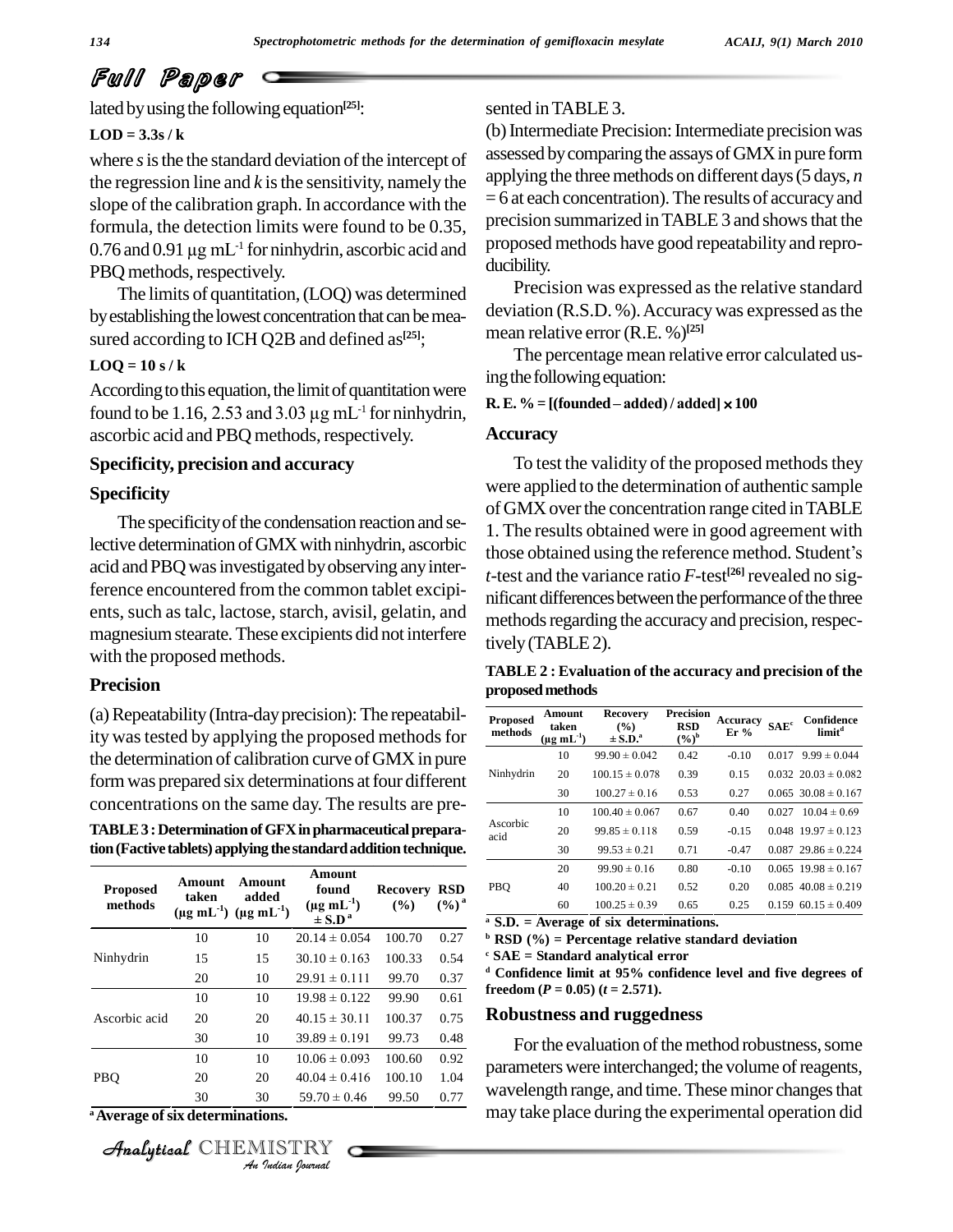lated by using the following equation[25]:

**LOD = 3.3s / k**

where *s* is the the standard deviation of the intercept of the regression line and *k* is the sensitivity, namely the slope of the calibration graph. In accordance with the formula, the detection limits were found to be 0.35, 0.76 and 0.91 µg mL$^{-1}$ for ninhydrin, ascorbic acid and PBQ methods, respectively.

The limits of quantitation, (LOQ) was determined by establishing the lowest concentration that can be measured according to ICH Q2B and defined as[25];

**LOQ = 10 s / k**

According to this equation, the limit of quantitation were found to be 1.16, 2.53 and 3.03 µg mL$^{-1}$ for ninhydrin, ascorbic acid and PBQ methods, respectively.

## Specificity, precision and accuracy

### Specificity

The specificity of the condensation reaction and selective determination of GMX with ninhydrin, ascorbic acid and PBQ was investigated by observing any interference encountered from the common tablet excipients, such as talc, lactose, starch, avisil, gelatin, and magnesium stearate. These excipients did not interfere with the proposed methods.

### Precision

(a) Repeatability (Intra-day precision): The repeatability was tested by applying the proposed methods for the determination of calibration curve of GMX in pure form was prepared six determinations at four different concentrations on the same day. The results are presented in TABLE 3.

**TABLE 3 : Determination of GFX in pharmaceutical preparation (Factive tablets) applying the standard addition technique.**

| Proposed methods | Amount taken (µg mL$^{-1}$) | Amount added (µg mL$^{-1}$) | Amount found (µg mL$^{-1}$) ± S.D [a] | Recovery (%) | RSD (%) [a] |
|---|---|---|---|---|---|
| | 10 | 10 | 20.14 ± 0.054 | 100.70 | 0.27 |
| Ninhydrin | 15 | 15 | 30.10 ± 0.163 | 100.33 | 0.54 |
| | 20 | 10 | 29.91 ± 0.111 | 99.70 | 0.37 |
| | 10 | 10 | 19.98 ± 0.122 | 99.90 | 0.61 |
| Ascorbic acid | 20 | 20 | 40.15 ± 30.11 | 100.37 | 0.75 |
| | 30 | 10 | 39.89 ± 0.191 | 99.73 | 0.48 |
| | 10 | 10 | 10.06 ± 0.093 | 100.60 | 0.92 |
| PBQ | 20 | 20 | 40.04 ± 0.416 | 100.10 | 1.04 |
| | 30 | 30 | 59.70 ± 0.46 | 99.50 | 0.77 |

[a] Average of six determinations.

(b) Intermediate Precision: Intermediate precision was assessed by comparing the assays of GMX in pure form applying the three methods on different days (5 days, *n* = 6 at each concentration). The results of accuracy and precision summarized in TABLE 3 and shows that the proposed methods have good repeatability and reproducibility.

Precision was expressed as the relative standard deviation (R.S.D. %). Accuracy was expressed as the mean relative error (R.E. %)[25]

The percentage mean relative error calculated using the following equation:

**R. E. % = [(founded – added) / added] × 100**

### Accuracy

To test the validity of the proposed methods they were applied to the determination of authentic sample of GMX over the concentration range cited in TABLE 1. The results obtained were in good agreement with those obtained using the reference method. Student's *t*-test and the variance ratio *F*-test[26] revealed no significant differences between the performance of the three methods regarding the accuracy and precision, respectively (TABLE 2).

**TABLE 2 : Evaluation of the accuracy and precision of the proposed methods**

| Proposed methods | Amount taken (µg mL$^{-1}$) | Recovery (%) ± S.D.[a] | Precision RSD (%)[b] | Accuracy Er % | SAE[c] | Confidence limit[d] |
|---|---|---|---|---|---|---|
| | 10 | 99.90 ± 0.042 | 0.42 | -0.10 | 0.017 | 9.99 ± 0.044 |
| Ninhydrin | 20 | 100.15 ± 0.078 | 0.39 | 0.15 | 0.032 | 20.03 ± 0.082 |
| | 30 | 100.27 ± 0.16 | 0.53 | 0.27 | 0.065 | 30.08 ± 0.167 |
| | 10 | 100.40 ± 0.067 | 0.67 | 0.40 | 0.027 | 10.04 ± 0.69 |
| Ascorbic acid | 20 | 99.85 ± 0.118 | 0.59 | -0.15 | 0.048 | 19.97 ± 0.123 |
| | 30 | 99.53 ± 0.21 | 0.71 | -0.47 | 0.087 | 29.86 ± 0.224 |
| | 20 | 99.90 ± 0.16 | 0.80 | -0.10 | 0.065 | 19.98 ± 0.167 |
| PBQ | 40 | 100.20 ± 0.21 | 0.52 | 0.20 | 0.085 | 40.08 ± 0.219 |
| | 60 | 100.25 ± 0.39 | 0.65 | 0.25 | 0.159 | 60.15 ± 0.409 |

[a] S.D. = Average of six determinations.
[b] RSD (%) = Percentage relative standard deviation
[c] SAE = Standard analytical error
[d] Confidence limit at 95% confidence level and five degrees of freedom ($P = 0.05$) ($t = 2.571$).

## Robustness and ruggedness

For the evaluation of the method robustness, some parameters were interchanged; the volume of reagents, wavelength range, and time. These minor changes that may take place during the experimental operation did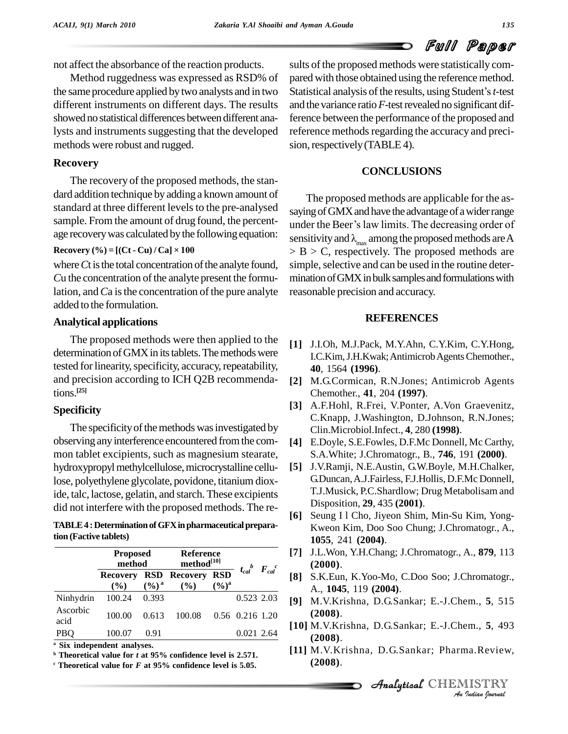not affect the absorbance of the reaction products.

Method ruggedness was expressed as RSD% of the same procedure applied by two analysts and in two different instruments on different days. The results showed no statistical differences between different analysts and instruments suggesting that the developed methods were robust and rugged.

### Recovery

The recovery of the proposed methods, the standard addition technique by adding a known amount of standard at three different levels to the pre-analysed sample. From the amount of drug found, the percentage recovery was calculated by the following equation:

**Recovery (%) = [(Ct - Cu) / Ca] × 100**

where *C*t is the total concentration of the analyte found, *C*u the concentration of the analyte present the formulation, and *C*a is the concentration of the pure analyte added to the formulation.

### Analytical applications

The proposed methods were then applied to the determination of GMX in its tablets. The methods were tested for linearity, specificity, accuracy, repeatability, and precision according to ICH Q2B recommendations.[25]

### Specificity

The specificity of the methods was investigated by observing any interference encountered from the common tablet excipients, such as magnesium stearate, hydroxypropyl methylcellulose, microcrystalline cellulose, polyethylene glycolate, povidone, titanium dioxide, talc, lactose, gelatin, and starch. These excipients did not interfere with the proposed methods. The results of the proposed methods were statistically compared with those obtained using the reference method. Statistical analysis of the results, using Student's *t*-test and the variance ratio *F*-test revealed no significant difference between the performance of the proposed and reference methods regarding the accuracy and precision, respectively (TABLE 4).

**TABLE 4 : Determination of GFX in pharmaceutical preparation (Factive tablets)**

| | Proposed method | | Reference method[10] | | $t_{cal}$[b] | $F_{cal}$[c] |
|---|---|---|---|---|---|---|
| | Recovery (%) | RSD (%)[a] | Recovery (%) | RSD (%)[a] | | |
| Ninhydrin | 100.24 | 0.393 | | | 0.523 | 2.03 |
| Ascorbic acid | 100.00 | 0.613 | 100.08 | 0.56 | 0.216 | 1.20 |
| PBQ | 100.07 | 0.91 | | | 0.021 | 2.64 |

[a] Six independent analyses.
[b] Theoretical value for *t* at 95% confidence level is 2.571.
[c] Theoretical value for *F* at 95% confidence level is 5.05.

## CONCLUSIONS

The proposed methods are applicable for the assaying of GMX and have the advantage of a wider range under the Beer's law limits. The decreasing order of sensitivity and $\lambda_{max}$ among the proposed methods are A > B > C, respectively. The proposed methods are simple, selective and can be used in the routine determination of GMX in bulk samples and formulations with reasonable precision and accuracy.

## REFERENCES

[1] J.I.Oh, M.J.Pack, M.Y.Ahn, C.Y.Kim, C.Y.Hong, I.C.Kim, J.H.Kwak; Antimicrob Agents Chemother., **40**, 1564 **(1996)**.

[2] M.G.Cormican, R.N.Jones; Antimicrob Agents Chemother., **41**, 204 **(1997)**.

[3] A.F.Hohl, R.Frei, V.Ponter, A.Von Graevenitz, C.Knapp, J.Washington, D.Johnson, R.N.Jones; Clin.Microbiol.Infect., **4**, 280 **(1998)**.

[4] E.Doyle, S.E.Fowles, D.F.Mc Donnell, Mc Carthy, S.A.White; J.Chromatogr., B., **746**, 191 **(2000)**.

[5] J.V.Ramji, N.E.Austin, G.W.Boyle, M.H.Chalker, G.Duncan, A.J.Fairless, F.J.Hollis, D.F.Mc Donnell, T.J.Musick, P.C.Shardlow; Drug Metabolisam and Disposition, **29**, 435 **(2001)**.

[6] Seung I l Cho, Jiyeon Shim, Min-Su Kim, Yong-Kweon Kim, Doo Soo Chung; J.Chromatogr., A., **1055**, 241 **(2004)**.

[7] J.L.Won, Y.H.Chang; J.Chromatogr., A., **879**, 113 **(2000)**.

[8] S.K.Eun, K.Yoo-Mo, C.Doo Soo; J.Chromatogr., A., **1045**, 119 **(2004)**.

[9] M.V.Krishna, D.G.Sankar; E.-J.Chem., **5**, 515 **(2008)**.

[10] M.V.Krishna, D.G.Sankar; E.-J.Chem., **5**, 493 **(2008)**.

[11] M.V.Krishna, D.G.Sankar; Pharma.Review, **(2008)**.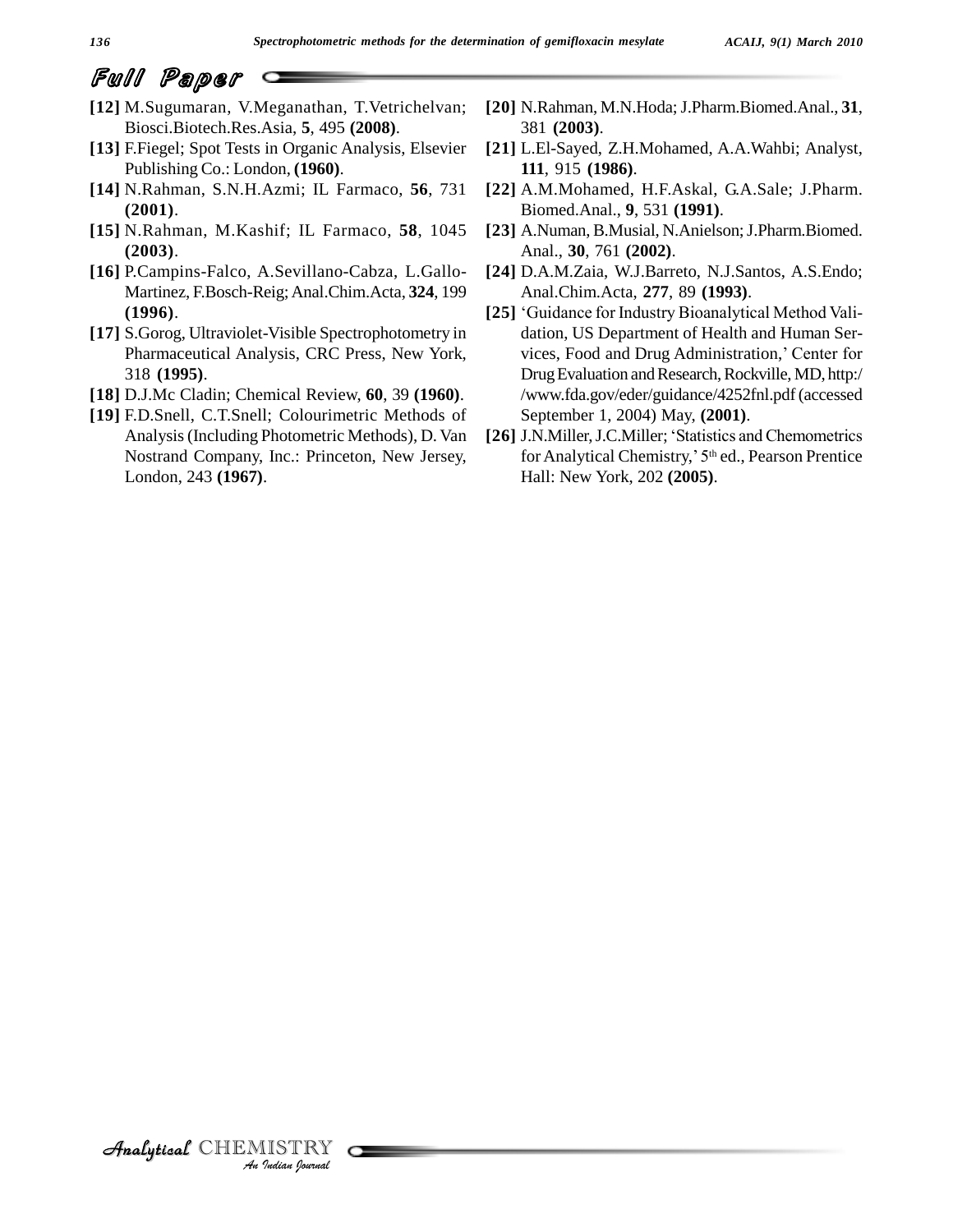[12] M.Sugumaran, V.Meganathan, T.Vetrichelvan; Biosci.Biotech.Res.Asia, **5**, 495 **(2008)**.

[13] F.Fiegel; Spot Tests in Organic Analysis, Elsevier Publishing Co.: London, **(1960)**.

[14] N.Rahman, S.N.H.Azmi; IL Farmaco, **56**, 731 **(2001)**.

[15] N.Rahman, M.Kashif; IL Farmaco, **58**, 1045 **(2003)**.

[16] P.Campins-Falco, A.Sevillano-Cabza, L.Gallo-Martinez, F.Bosch-Reig; Anal.Chim.Acta, **324**, 199 **(1996)**.

[17] S.Gorog, Ultraviolet-Visible Spectrophotometry in Pharmaceutical Analysis, CRC Press, New York, 318 **(1995)**.

[18] D.J.Mc Cladin; Chemical Review, **60**, 39 **(1960)**.

[19] F.D.Snell, C.T.Snell; Colourimetric Methods of Analysis (Including Photometric Methods), D. Van Nostrand Company, Inc.: Princeton, New Jersey, London, 243 **(1967)**.

[20] N.Rahman, M.N.Hoda; J.Pharm.Biomed.Anal., **31**, 381 **(2003)**.

[21] L.El-Sayed, Z.H.Mohamed, A.A.Wahbi; Analyst, **111**, 915 **(1986)**.

[22] A.M.Mohamed, H.F.Askal, G.A.Sale; J.Pharm. Biomed.Anal., **9**, 531 **(1991)**.

[23] A.Numan, B.Musial, N.Anielson; J.Pharm.Biomed. Anal., **30**, 761 **(2002)**.

[24] D.A.M.Zaia, W.J.Barreto, N.J.Santos, A.S.Endo; Anal.Chim.Acta, **277**, 89 **(1993)**.

[25] 'Guidance for Industry Bioanalytical Method Validation, US Department of Health and Human Services, Food and Drug Administration,' Center for Drug Evaluation and Research, Rockville, MD, http://www.fda.gov/eder/guidance/4252fnl.pdf (accessed September 1, 2004) May, **(2001)**.

[26] J.N.Miller, J.C.Miller; 'Statistics and Chemometrics for Analytical Chemistry,' 5th ed., Pearson Prentice Hall: New York, 202 **(2005)**.